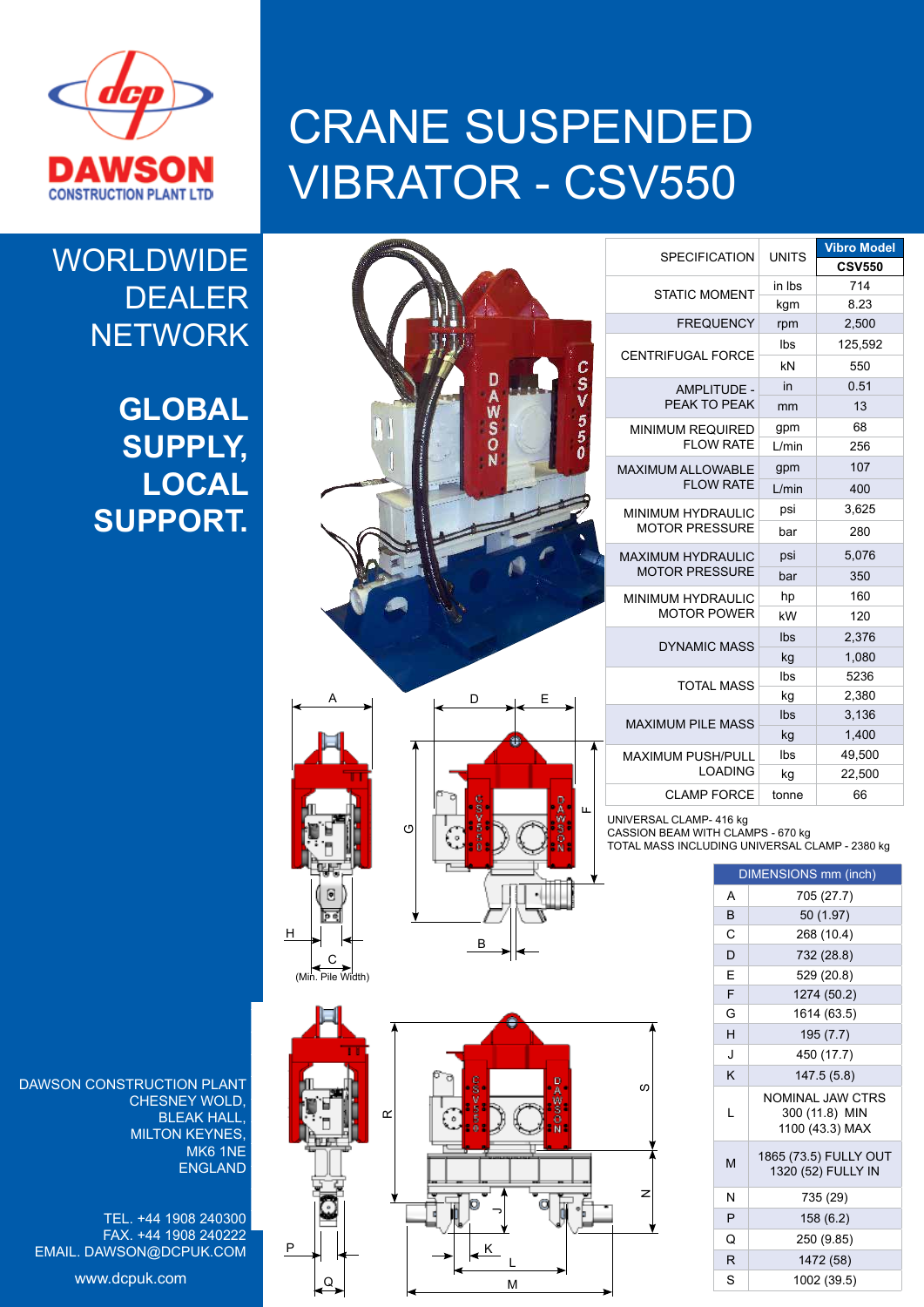DAWSON CONSTRUCTION PLANT LTD

# CRANE SUSPENDED VIBRATOR - CSV550

## WORLDWIDE DEALER NETWORK

**GLOBAL SUPPLY, LOCAL SUPPORT.**

| SPECIFICATION | UNITS | Vibro Model CSV550 |
|---|---|---|
| STATIC MOMENT | in lbs | 714 |
| | kgm | 8.23 |
| FREQUENCY | rpm | 2,500 |
| CENTRIFUGAL FORCE | lbs | 125,592 |
| | kN | 550 |
| AMPLITUDE - PEAK TO PEAK | in | 0.51 |
| | mm | 13 |
| MINIMUM REQUIRED FLOW RATE | gpm | 68 |
| | L/min | 256 |
| MAXIMUM ALLOWABLE FLOW RATE | gpm | 107 |
| | L/min | 400 |
| MINIMUM HYDRAULIC MOTOR PRESSURE | psi | 3,625 |
| | bar | 280 |
| MAXIMUM HYDRAULIC MOTOR PRESSURE | psi | 5,076 |
| | bar | 350 |
| MINIMUM HYDRAULIC MOTOR POWER | hp | 160 |
| | kW | 120 |
| DYNAMIC MASS | lbs | 2,376 |
| | kg | 1,080 |
| TOTAL MASS | lbs | 5236 |
| | kg | 2,380 |
| MAXIMUM PILE MASS | lbs | 3,136 |
| | kg | 1,400 |
| MAXIMUM PUSH/PULL LOADING | lbs | 49,500 |
| | kg | 22,500 |
| CLAMP FORCE | tonne | 66 |

UNIVERSAL CLAMP- 416 kg
CASSION BEAM WITH CLAMPS - 670 kg
TOTAL MASS INCLUDING UNIVERSAL CLAMP - 2380 kg

| DIMENSIONS mm (inch) | |
|---|---|
| A | 705 (27.7) |
| B | 50 (1.97) |
| C | 268 (10.4) |
| D | 732 (28.8) |
| E | 529 (20.8) |
| F | 1274 (50.2) |
| G | 1614 (63.5) |
| H | 195 (7.7) |
| J | 450 (17.7) |
| K | 147.5 (5.8) |
| L | NOMINAL JAW CTRS 300 (11.8) MIN 1100 (43.3) MAX |
| M | 1865 (73.5) FULLY OUT 1320 (52) FULLY IN |
| N | 735 (29) |
| P | 158 (6.2) |
| Q | 250 (9.85) |
| R | 1472 (58) |
| S | 1002 (39.5) |

C (Min. Pile Width)

DAWSON CONSTRUCTION PLANT
CHESNEY WOLD,
BLEAK HALL,
MILTON KEYNES,
MK6 1NE
ENGLAND

TEL. +44 1908 240300
FAX. +44 1908 240222
EMAIL. DAWSON@DCPUK.COM

www.dcpuk.com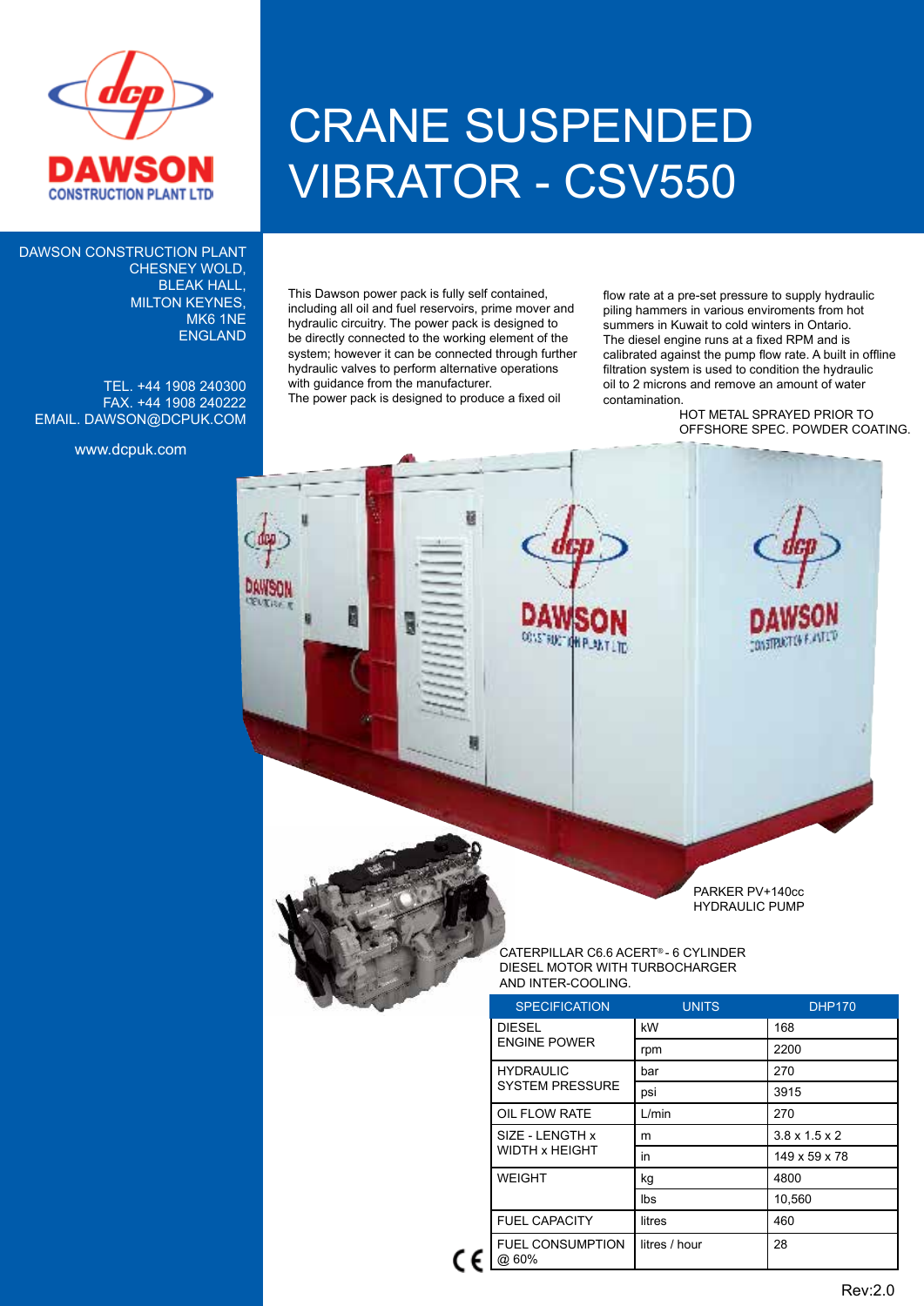# CRANE SUSPENDED VIBRATOR - CSV550

DAWSON CONSTRUCTION PLANT
CHESNEY WOLD,
BLEAK HALL,
MILTON KEYNES,
MK6 1NE
ENGLAND

TEL. +44 1908 240300
FAX. +44 1908 240222
EMAIL. DAWSON@DCPUK.COM

www.dcpuk.com

This Dawson power pack is fully self contained, including all oil and fuel reservoirs, prime mover and hydraulic circuitry. The power pack is designed to be directly connected to the working element of the system; however it can be connected through further hydraulic valves to perform alternative operations with guidance from the manufacturer.
The power pack is designed to produce a fixed oil flow rate at a pre-set pressure to supply hydraulic piling hammers in various enviroments from hot summers in Kuwait to cold winters in Ontario.
The diesel engine runs at a fixed RPM and is calibrated against the pump flow rate. A built in offline filtration system is used to condition the hydraulic oil to 2 microns and remove an amount of water contamination.

HOT METAL SPRAYED PRIOR TO OFFSHORE SPEC. POWDER COATING.

PARKER PV+140cc HYDRAULIC PUMP

CATERPILLAR C6.6 ACERT® - 6 CYLINDER DIESEL MOTOR WITH TURBOCHARGER AND INTER-COOLING.

| SPECIFICATION | UNITS | DHP170 |
|---|---|---|
| DIESEL ENGINE POWER | kW | 168 |
| | rpm | 2200 |
| HYDRAULIC SYSTEM PRESSURE | bar | 270 |
| | psi | 3915 |
| OIL FLOW RATE | L/min | 270 |
| SIZE - LENGTH x WIDTH x HEIGHT | m | 3.8 x 1.5 x 2 |
| | in | 149 x 59 x 78 |
| WEIGHT | kg | 4800 |
| | lbs | 10,560 |
| FUEL CAPACITY | litres | 460 |
| FUEL CONSUMPTION @ 60% | litres / hour | 28 |

CE

Rev:2.0